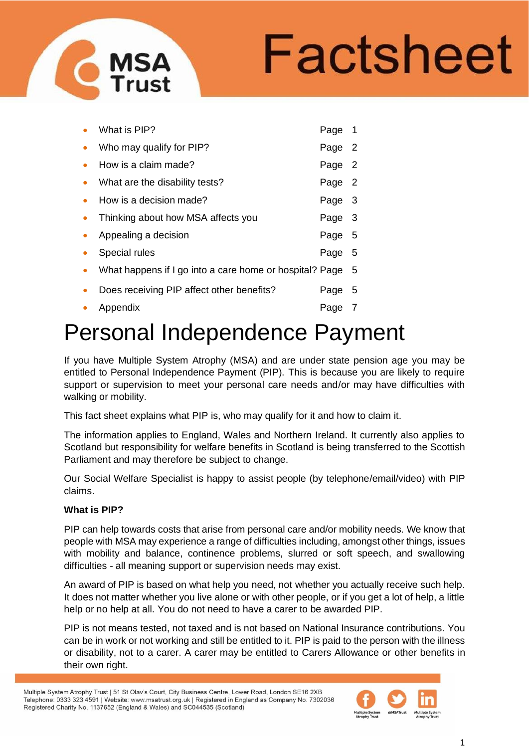# Factsheet

- What is PIP? Page 1
- Who may qualify for PIP? Page 2
- How is a claim made? Page 2
- What are the disability tests? Page 2
- How is a decision made? Page 3
- Thinking about how MSA affects you Page 3
- Appealing a decision Page 5
- Special rules Page 5
- What happens if I go into a care home or hospital? Page 5
- Does receiving PIP affect other benefits? Page 5
- Appendix Page 7

# Personal Independence Payment

If you have Multiple System Atrophy (MSA) and are under state pension age you may be entitled to Personal Independence Payment (PIP). This is because you are likely to require support or supervision to meet your personal care needs and/or may have difficulties with walking or mobility.

This fact sheet explains what PIP is, who may qualify for it and how to claim it.

The information applies to England, Wales and Northern Ireland. It currently also applies to Scotland but responsibility for welfare benefits in Scotland is being transferred to the Scottish Parliament and may therefore be subject to change.

Our Social Welfare Specialist is happy to assist people (by telephone/email/video) with PIP claims.

**What is PIP?**

PIP can help towards costs that arise from personal care and/or mobility needs. We know that people with MSA may experience a range of difficulties including, amongst other things, issues with mobility and balance, continence problems, slurred or soft speech, and swallowing difficulties - all meaning support or supervision needs may exist.

An award of PIP is based on what help you need, not whether you actually receive such help. It does not matter whether you live alone or with other people, or if you get a lot of help, a little help or no help at all. You do not need to have a carer to be awarded PIP.

PIP is not means tested, not taxed and is not based on National Insurance contributions. You can be in work or not working and still be entitled to it. PIP is paid to the person with the illness or disability, not to a carer. A carer may be entitled to Carers Allowance or other benefits in their own right.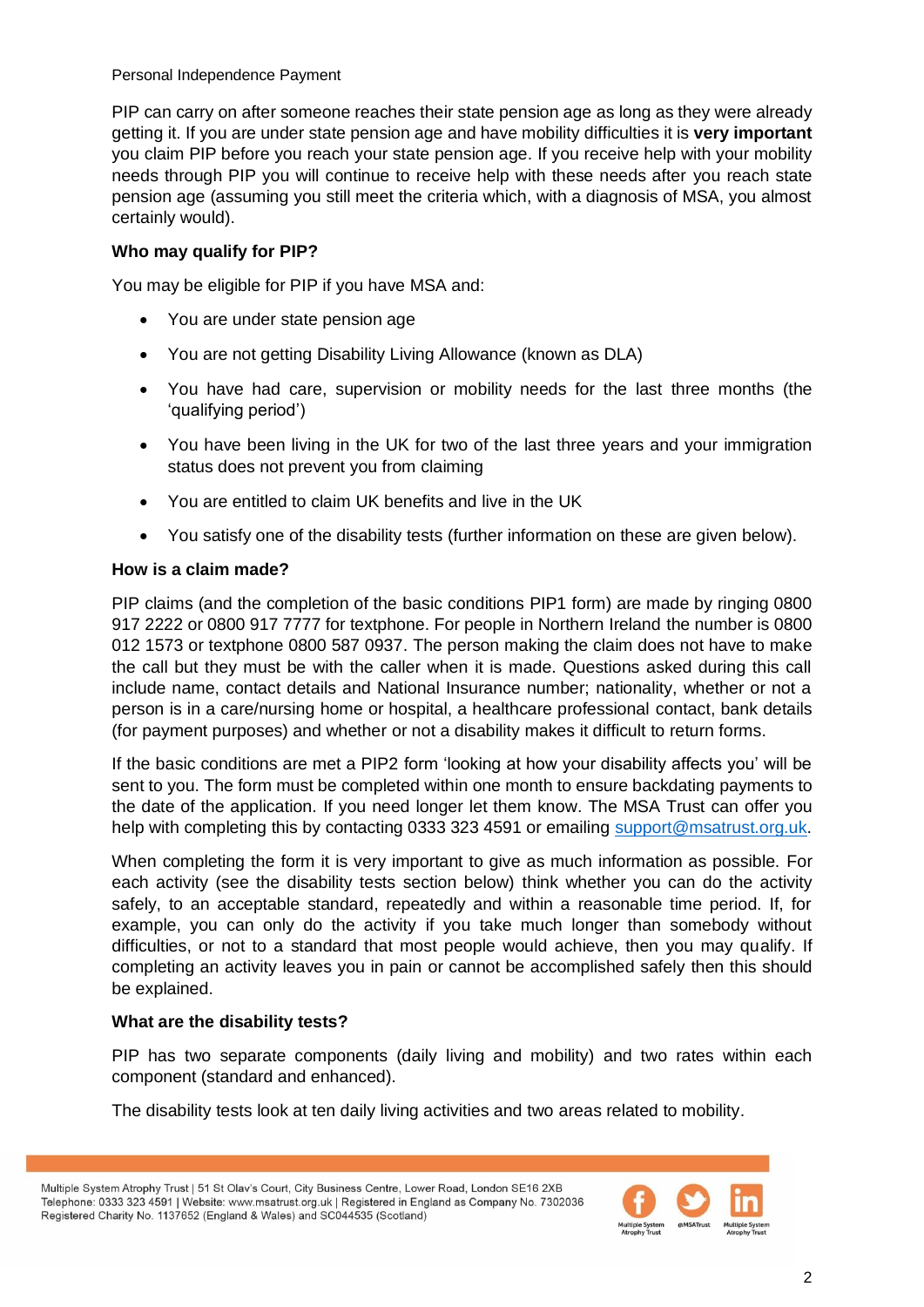Personal Independence Payment

PIP can carry on after someone reaches their state pension age as long as they were already getting it. If you are under state pension age and have mobility difficulties it is **very important** you claim PIP before you reach your state pension age. If you receive help with your mobility needs through PIP you will continue to receive help with these needs after you reach state pension age (assuming you still meet the criteria which, with a diagnosis of MSA, you almost certainly would).

**Who may qualify for PIP?**

You may be eligible for PIP if you have MSA and:

- You are under state pension age
- You are not getting Disability Living Allowance (known as DLA)
- You have had care, supervision or mobility needs for the last three months (the 'qualifying period')
- You have been living in the UK for two of the last three years and your immigration status does not prevent you from claiming
- You are entitled to claim UK benefits and live in the UK
- You satisfy one of the disability tests (further information on these are given below).

**How is a claim made?**

PIP claims (and the completion of the basic conditions PIP1 form) are made by ringing 0800 917 2222 or 0800 917 7777 for textphone. For people in Northern Ireland the number is 0800 012 1573 or textphone 0800 587 0937. The person making the claim does not have to make the call but they must be with the caller when it is made. Questions asked during this call include name, contact details and National Insurance number; nationality, whether or not a person is in a care/nursing home or hospital, a healthcare professional contact, bank details (for payment purposes) and whether or not a disability makes it difficult to return forms.

If the basic conditions are met a PIP2 form 'looking at how your disability affects you' will be sent to you. The form must be completed within one month to ensure backdating payments to the date of the application. If you need longer let them know. The MSA Trust can offer you help with completing this by contacting 0333 323 4591 or emailing support@msatrust.org.uk.

When completing the form it is very important to give as much information as possible. For each activity (see the disability tests section below) think whether you can do the activity safely, to an acceptable standard, repeatedly and within a reasonable time period. If, for example, you can only do the activity if you take much longer than somebody without difficulties, or not to a standard that most people would achieve, then you may qualify. If completing an activity leaves you in pain or cannot be accomplished safely then this should be explained.

**What are the disability tests?**

PIP has two separate components (daily living and mobility) and two rates within each component (standard and enhanced).

The disability tests look at ten daily living activities and two areas related to mobility.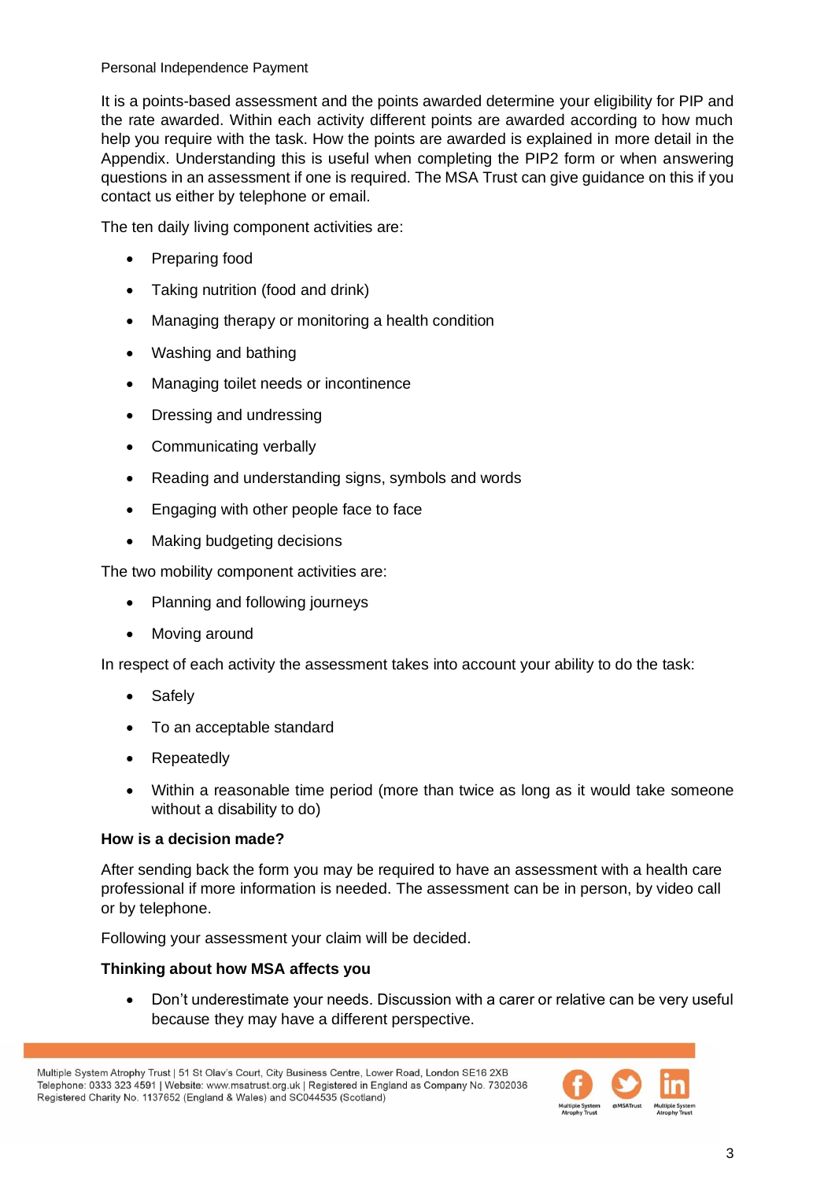Personal Independence Payment

It is a points-based assessment and the points awarded determine your eligibility for PIP and the rate awarded. Within each activity different points are awarded according to how much help you require with the task. How the points are awarded is explained in more detail in the Appendix. Understanding this is useful when completing the PIP2 form or when answering questions in an assessment if one is required. The MSA Trust can give guidance on this if you contact us either by telephone or email.

The ten daily living component activities are:

- Preparing food
- Taking nutrition (food and drink)
- Managing therapy or monitoring a health condition
- Washing and bathing
- Managing toilet needs or incontinence
- Dressing and undressing
- Communicating verbally
- Reading and understanding signs, symbols and words
- Engaging with other people face to face
- Making budgeting decisions

The two mobility component activities are:

- Planning and following journeys
- Moving around

In respect of each activity the assessment takes into account your ability to do the task:

- Safely
- To an acceptable standard
- Repeatedly
- Within a reasonable time period (more than twice as long as it would take someone without a disability to do)

**How is a decision made?**

After sending back the form you may be required to have an assessment with a health care professional if more information is needed. The assessment can be in person, by video call or by telephone.

Following your assessment your claim will be decided.

**Thinking about how MSA affects you**

- Don't underestimate your needs. Discussion with a carer or relative can be very useful because they may have a different perspective.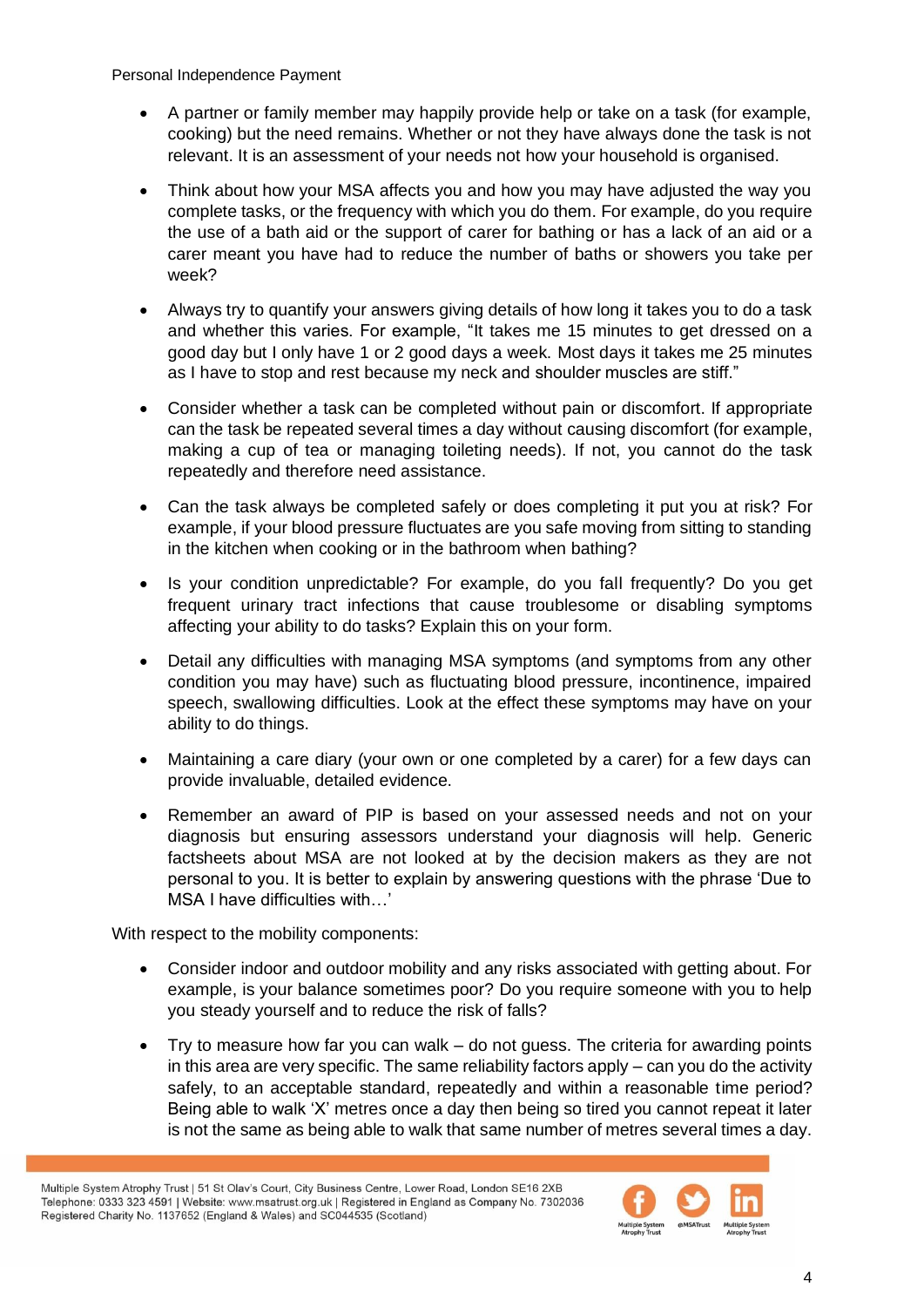- A partner or family member may happily provide help or take on a task (for example, cooking) but the need remains. Whether or not they have always done the task is not relevant. It is an assessment of your needs not how your household is organised.
- Think about how your MSA affects you and how you may have adjusted the way you complete tasks, or the frequency with which you do them. For example, do you require the use of a bath aid or the support of carer for bathing or has a lack of an aid or a carer meant you have had to reduce the number of baths or showers you take per week?
- Always try to quantify your answers giving details of how long it takes you to do a task and whether this varies. For example, "It takes me 15 minutes to get dressed on a good day but I only have 1 or 2 good days a week. Most days it takes me 25 minutes as I have to stop and rest because my neck and shoulder muscles are stiff."
- Consider whether a task can be completed without pain or discomfort. If appropriate can the task be repeated several times a day without causing discomfort (for example, making a cup of tea or managing toileting needs). If not, you cannot do the task repeatedly and therefore need assistance.
- Can the task always be completed safely or does completing it put you at risk? For example, if your blood pressure fluctuates are you safe moving from sitting to standing in the kitchen when cooking or in the bathroom when bathing?
- Is your condition unpredictable? For example, do you fall frequently? Do you get frequent urinary tract infections that cause troublesome or disabling symptoms affecting your ability to do tasks? Explain this on your form.
- Detail any difficulties with managing MSA symptoms (and symptoms from any other condition you may have) such as fluctuating blood pressure, incontinence, impaired speech, swallowing difficulties. Look at the effect these symptoms may have on your ability to do things.
- Maintaining a care diary (your own or one completed by a carer) for a few days can provide invaluable, detailed evidence.
- Remember an award of PIP is based on your assessed needs and not on your diagnosis but ensuring assessors understand your diagnosis will help. Generic factsheets about MSA are not looked at by the decision makers as they are not personal to you. It is better to explain by answering questions with the phrase 'Due to MSA I have difficulties with…'

With respect to the mobility components:

- Consider indoor and outdoor mobility and any risks associated with getting about. For example, is your balance sometimes poor? Do you require someone with you to help you steady yourself and to reduce the risk of falls?
- Try to measure how far you can walk – do not guess. The criteria for awarding points in this area are very specific. The same reliability factors apply – can you do the activity safely, to an acceptable standard, repeatedly and within a reasonable time period? Being able to walk 'X' metres once a day then being so tired you cannot repeat it later is not the same as being able to walk that same number of metres several times a day.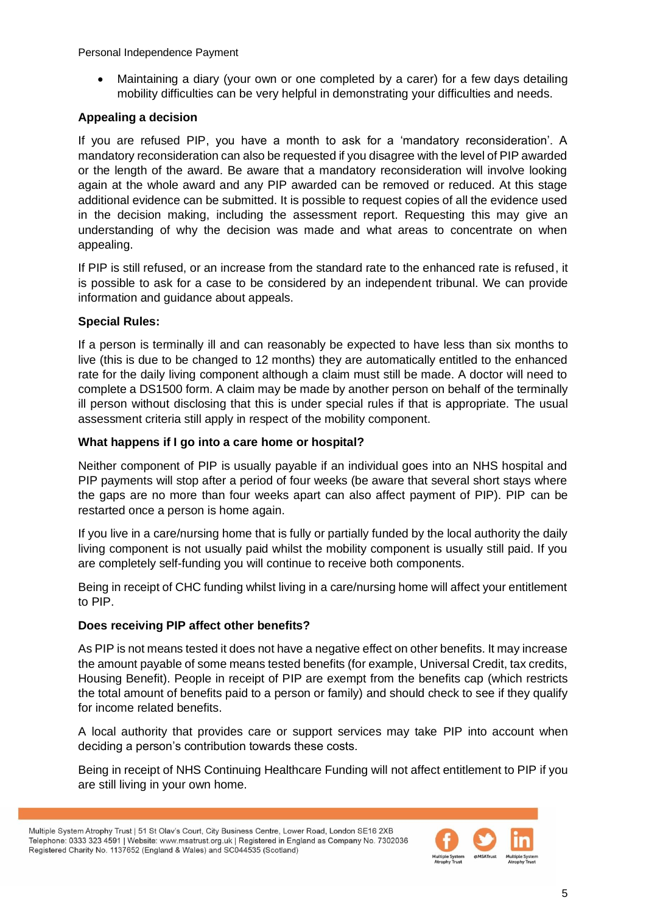- Maintaining a diary (your own or one completed by a carer) for a few days detailing mobility difficulties can be very helpful in demonstrating your difficulties and needs.

**Appealing a decision**

If you are refused PIP, you have a month to ask for a 'mandatory reconsideration'. A mandatory reconsideration can also be requested if you disagree with the level of PIP awarded or the length of the award. Be aware that a mandatory reconsideration will involve looking again at the whole award and any PIP awarded can be removed or reduced. At this stage additional evidence can be submitted. It is possible to request copies of all the evidence used in the decision making, including the assessment report. Requesting this may give an understanding of why the decision was made and what areas to concentrate on when appealing.

If PIP is still refused, or an increase from the standard rate to the enhanced rate is refused, it is possible to ask for a case to be considered by an independent tribunal. We can provide information and guidance about appeals.

**Special Rules:**

If a person is terminally ill and can reasonably be expected to have less than six months to live (this is due to be changed to 12 months) they are automatically entitled to the enhanced rate for the daily living component although a claim must still be made. A doctor will need to complete a DS1500 form. A claim may be made by another person on behalf of the terminally ill person without disclosing that this is under special rules if that is appropriate. The usual assessment criteria still apply in respect of the mobility component.

**What happens if I go into a care home or hospital?**

Neither component of PIP is usually payable if an individual goes into an NHS hospital and PIP payments will stop after a period of four weeks (be aware that several short stays where the gaps are no more than four weeks apart can also affect payment of PIP). PIP can be restarted once a person is home again.

If you live in a care/nursing home that is fully or partially funded by the local authority the daily living component is not usually paid whilst the mobility component is usually still paid. If you are completely self-funding you will continue to receive both components.

Being in receipt of CHC funding whilst living in a care/nursing home will affect your entitlement to PIP.

**Does receiving PIP affect other benefits?**

As PIP is not means tested it does not have a negative effect on other benefits. It may increase the amount payable of some means tested benefits (for example, Universal Credit, tax credits, Housing Benefit). People in receipt of PIP are exempt from the benefits cap (which restricts the total amount of benefits paid to a person or family) and should check to see if they qualify for income related benefits.

A local authority that provides care or support services may take PIP into account when deciding a person's contribution towards these costs.

Being in receipt of NHS Continuing Healthcare Funding will not affect entitlement to PIP if you are still living in your own home.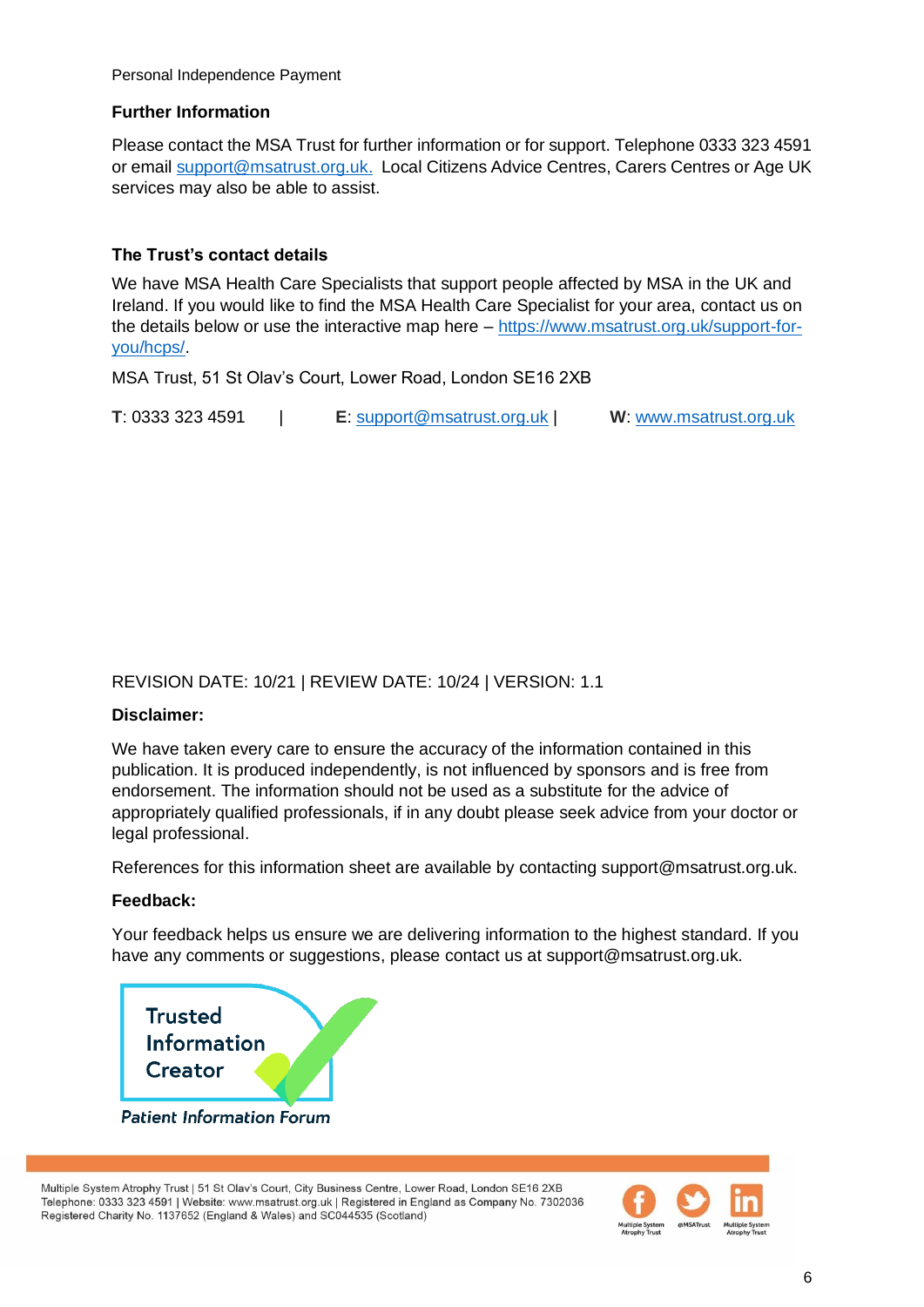Personal Independence Payment

**Further Information**

Please contact the MSA Trust for further information or for support. Telephone 0333 323 4591 or email support@msatrust.org.uk. Local Citizens Advice Centres, Carers Centres or Age UK services may also be able to assist.

**The Trust's contact details**

We have MSA Health Care Specialists that support people affected by MSA in the UK and Ireland. If you would like to find the MSA Health Care Specialist for your area, contact us on the details below or use the interactive map here – https://www.msatrust.org.uk/support-for-you/hcps/.

MSA Trust, 51 St Olav's Court, Lower Road, London SE16 2XB

**T**: 0333 323 4591 | **E**: support@msatrust.org.uk | **W**: www.msatrust.org.uk

REVISION DATE: 10/21 | REVIEW DATE: 10/24 | VERSION: 1.1

**Disclaimer:**

We have taken every care to ensure the accuracy of the information contained in this publication. It is produced independently, is not influenced by sponsors and is free from endorsement. The information should not be used as a substitute for the advice of appropriately qualified professionals, if in any doubt please seek advice from your doctor or legal professional.

References for this information sheet are available by contacting support@msatrust.org.uk.

**Feedback:**

Your feedback helps us ensure we are delivering information to the highest standard. If you have any comments or suggestions, please contact us at support@msatrust.org.uk.

Trusted Information Creator

Patient Information Forum

Multiple System Atrophy Trust | 51 St Olav's Court, City Business Centre, Lower Road, London SE16 2XB
Telephone: 0333 323 4591 | Website: www.msatrust.org.uk | Registered in England as Company No. 7302036
Registered Charity No. 1137652 (England & Wales) and SC044535 (Scotland)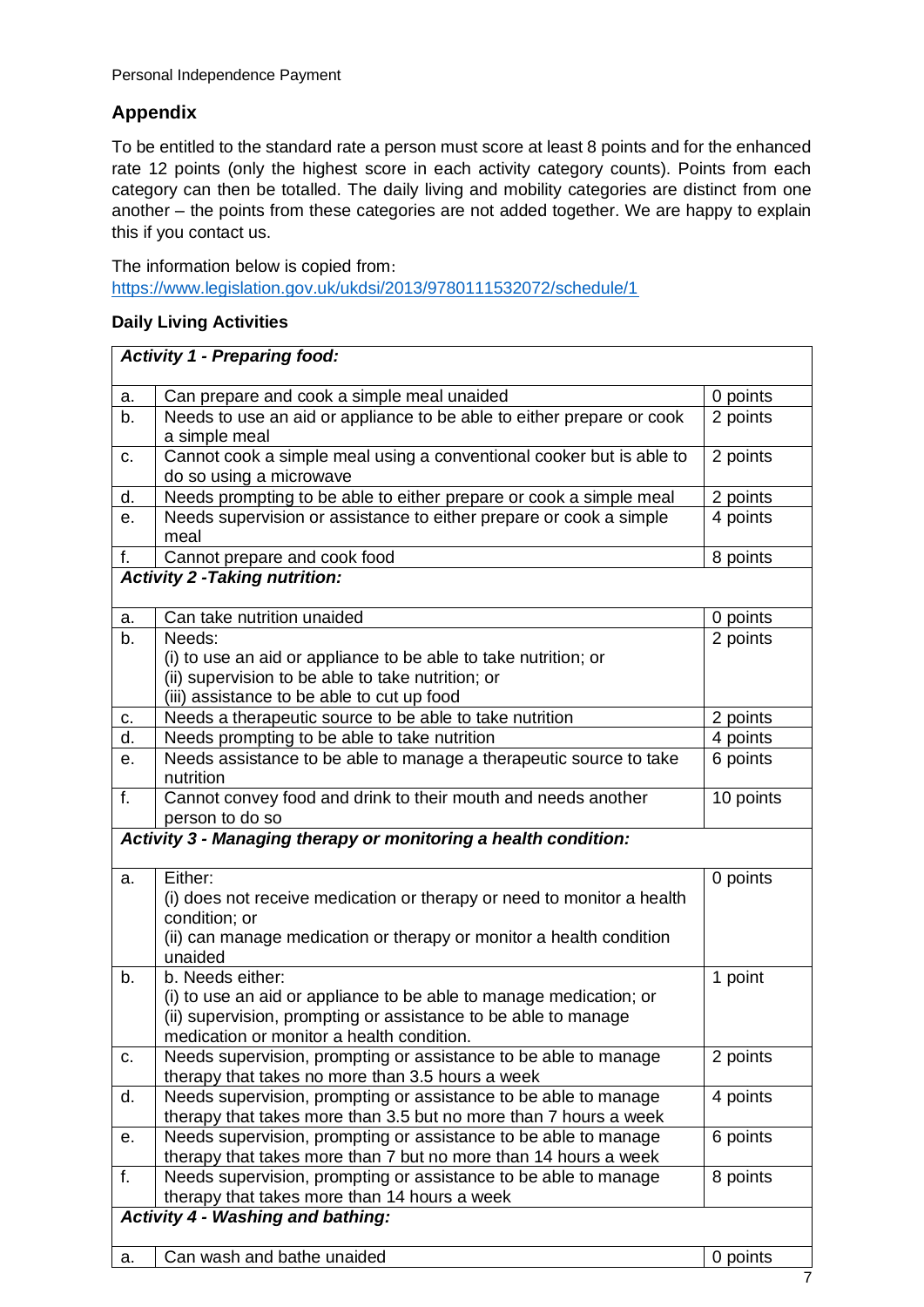## Appendix

To be entitled to the standard rate a person must score at least 8 points and for the enhanced rate 12 points (only the highest score in each activity category counts). Points from each category can then be totalled. The daily living and mobility categories are distinct from one another – the points from these categories are not added together. We are happy to explain this if you contact us.

The information below is copied from:
https://www.legislation.gov.uk/ukdsi/2013/9780111532072/schedule/1

### Daily Living Activities

| | ***Activity 1 - Preparing food:*** | |
|---|---|---|
| a. | Can prepare and cook a simple meal unaided | 0 points |
| b. | Needs to use an aid or appliance to be able to either prepare or cook a simple meal | 2 points |
| c. | Cannot cook a simple meal using a conventional cooker but is able to do so using a microwave | 2 points |
| d. | Needs prompting to be able to either prepare or cook a simple meal | 2 points |
| e. | Needs supervision or assistance to either prepare or cook a simple meal | 4 points |
| f. | Cannot prepare and cook food | 8 points |
| | ***Activity 2 -Taking nutrition:*** | |
| a. | Can take nutrition unaided | 0 points |
| b. | Needs:<br>(i) to use an aid or appliance to be able to take nutrition; or<br>(ii) supervision to be able to take nutrition; or<br>(iii) assistance to be able to cut up food | 2 points |
| c. | Needs a therapeutic source to be able to take nutrition | 2 points |
| d. | Needs prompting to be able to take nutrition | 4 points |
| e. | Needs assistance to be able to manage a therapeutic source to take nutrition | 6 points |
| f. | Cannot convey food and drink to their mouth and needs another person to do so | 10 points |
| | ***Activity 3 - Managing therapy or monitoring a health condition:*** | |
| a. | Either:<br>(i) does not receive medication or therapy or need to monitor a health condition; or<br>(ii) can manage medication or therapy or monitor a health condition unaided | 0 points |
| b. | b. Needs either:<br>(i) to use an aid or appliance to be able to manage medication; or<br>(ii) supervision, prompting or assistance to be able to manage medication or monitor a health condition. | 1 point |
| c. | Needs supervision, prompting or assistance to be able to manage therapy that takes no more than 3.5 hours a week | 2 points |
| d. | Needs supervision, prompting or assistance to be able to manage therapy that takes more than 3.5 but no more than 7 hours a week | 4 points |
| e. | Needs supervision, prompting or assistance to be able to manage therapy that takes more than 7 but no more than 14 hours a week | 6 points |
| f. | Needs supervision, prompting or assistance to be able to manage therapy that takes more than 14 hours a week | 8 points |
| | ***Activity 4 - Washing and bathing:*** | |
| a. | Can wash and bathe unaided | 0 points |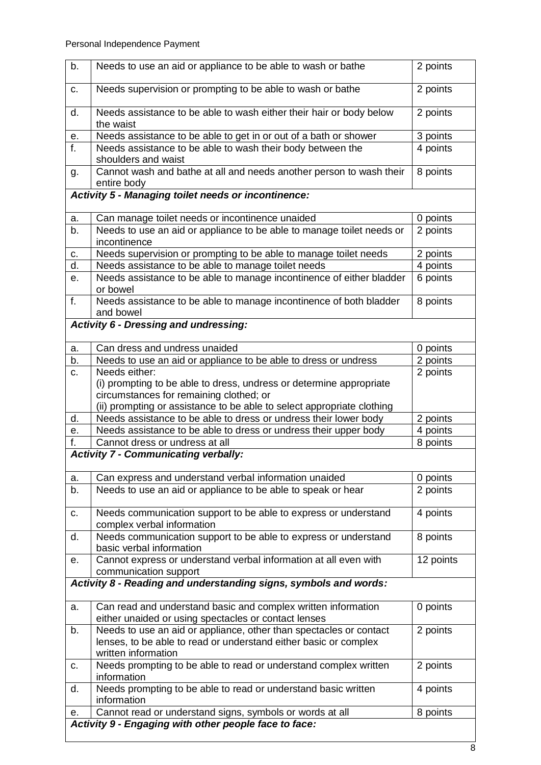| | | |
|---|---|---|
| b. | Needs to use an aid or appliance to be able to wash or bathe | 2 points |
| c. | Needs supervision or prompting to be able to wash or bathe | 2 points |
| d. | Needs assistance to be able to wash either their hair or body below the waist | 2 points |
| e. | Needs assistance to be able to get in or out of a bath or shower | 3 points |
| f. | Needs assistance to be able to wash their body between the shoulders and waist | 4 points |
| g. | Cannot wash and bathe at all and needs another person to wash their entire body | 8 points |
| ***Activity 5 - Managing toilet needs or incontinence:*** | | |
| a. | Can manage toilet needs or incontinence unaided | 0 points |
| b. | Needs to use an aid or appliance to be able to manage toilet needs or incontinence | 2 points |
| c. | Needs supervision or prompting to be able to manage toilet needs | 2 points |
| d. | Needs assistance to be able to manage toilet needs | 4 points |
| e. | Needs assistance to be able to manage incontinence of either bladder or bowel | 6 points |
| f. | Needs assistance to be able to manage incontinence of both bladder and bowel | 8 points |
| ***Activity 6 - Dressing and undressing:*** | | |
| a. | Can dress and undress unaided | 0 points |
| b. | Needs to use an aid or appliance to be able to dress or undress | 2 points |
| c. | Needs either:<br>(i) prompting to be able to dress, undress or determine appropriate circumstances for remaining clothed; or<br>(ii) prompting or assistance to be able to select appropriate clothing | 2 points |
| d. | Needs assistance to be able to dress or undress their lower body | 2 points |
| e. | Needs assistance to be able to dress or undress their upper body | 4 points |
| f. | Cannot dress or undress at all | 8 points |
| ***Activity 7 - Communicating verbally:*** | | |
| a. | Can express and understand verbal information unaided | 0 points |
| b. | Needs to use an aid or appliance to be able to speak or hear | 2 points |
| c. | Needs communication support to be able to express or understand complex verbal information | 4 points |
| d. | Needs communication support to be able to express or understand basic verbal information | 8 points |
| e. | Cannot express or understand verbal information at all even with communication support | 12 points |
| ***Activity 8 - Reading and understanding signs, symbols and words:*** | | |
| a. | Can read and understand basic and complex written information either unaided or using spectacles or contact lenses | 0 points |
| b. | Needs to use an aid or appliance, other than spectacles or contact lenses, to be able to read or understand either basic or complex written information | 2 points |
| c. | Needs prompting to be able to read or understand complex written information | 2 points |
| d. | Needs prompting to be able to read or understand basic written information | 4 points |
| e. | Cannot read or understand signs, symbols or words at all | 8 points |
| ***Activity 9 - Engaging with other people face to face:*** | | |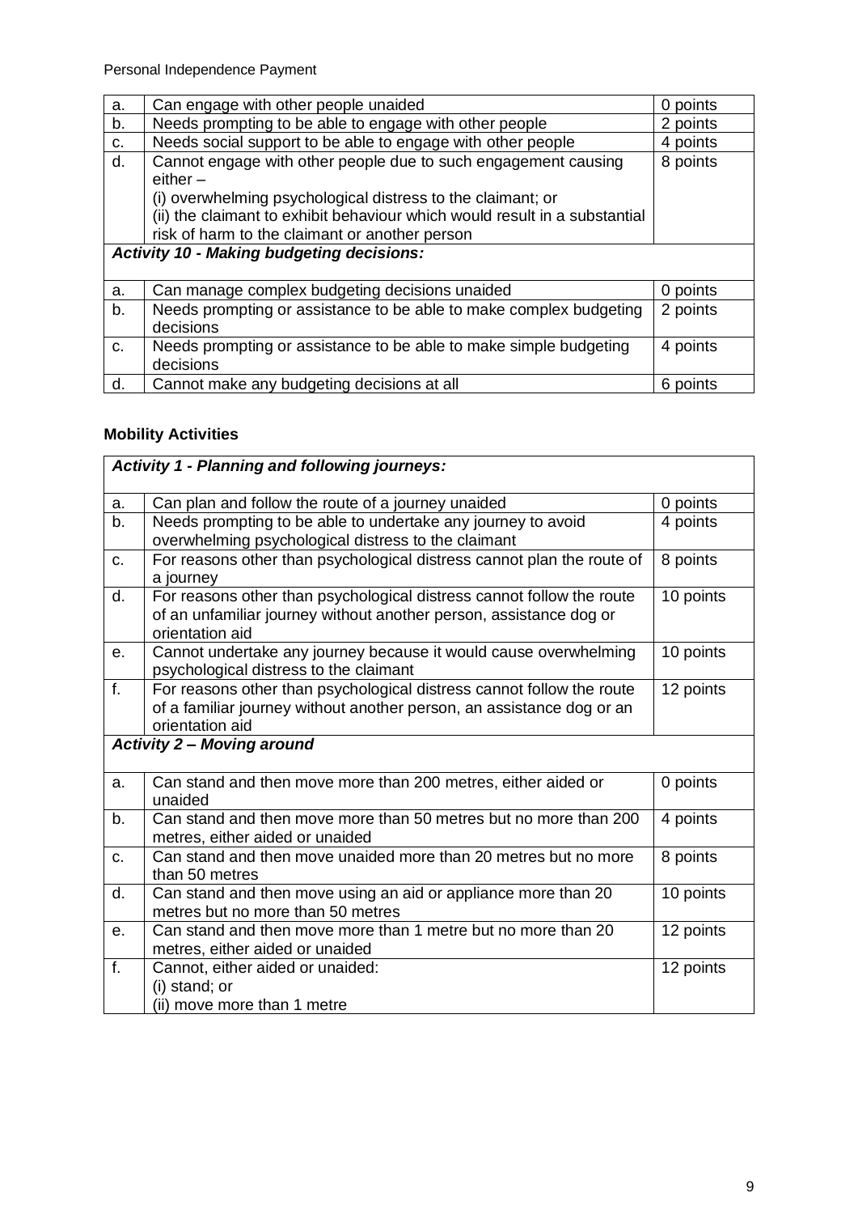| | | |
|---|---|---|
| a. | Can engage with other people unaided | 0 points |
| b. | Needs prompting to be able to engage with other people | 2 points |
| c. | Needs social support to be able to engage with other people | 4 points |
| d. | Cannot engage with other people due to such engagement causing either –<br>(i) overwhelming psychological distress to the claimant; or<br>(ii) the claimant to exhibit behaviour which would result in a substantial risk of harm to the claimant or another person | 8 points |
| ***Activity 10 - Making budgeting decisions:*** | | |
| a. | Can manage complex budgeting decisions unaided | 0 points |
| b. | Needs prompting or assistance to be able to make complex budgeting decisions | 2 points |
| c. | Needs prompting or assistance to be able to make simple budgeting decisions | 4 points |
| d. | Cannot make any budgeting decisions at all | 6 points |

**Mobility Activities**

| | | |
|---|---|---|
| ***Activity 1 - Planning and following journeys:*** | | |
| a. | Can plan and follow the route of a journey unaided | 0 points |
| b. | Needs prompting to be able to undertake any journey to avoid overwhelming psychological distress to the claimant | 4 points |
| c. | For reasons other than psychological distress cannot plan the route of a journey | 8 points |
| d. | For reasons other than psychological distress cannot follow the route of an unfamiliar journey without another person, assistance dog or orientation aid | 10 points |
| e. | Cannot undertake any journey because it would cause overwhelming psychological distress to the claimant | 10 points |
| f. | For reasons other than psychological distress cannot follow the route of a familiar journey without another person, an assistance dog or an orientation aid | 12 points |
| ***Activity 2 – Moving around*** | | |
| a. | Can stand and then move more than 200 metres, either aided or unaided | 0 points |
| b. | Can stand and then move more than 50 metres but no more than 200 metres, either aided or unaided | 4 points |
| c. | Can stand and then move unaided more than 20 metres but no more than 50 metres | 8 points |
| d. | Can stand and then move using an aid or appliance more than 20 metres but no more than 50 metres | 10 points |
| e. | Can stand and then move more than 1 metre but no more than 20 metres, either aided or unaided | 12 points |
| f. | Cannot, either aided or unaided:<br>(i) stand; or<br>(ii) move more than 1 metre | 12 points |